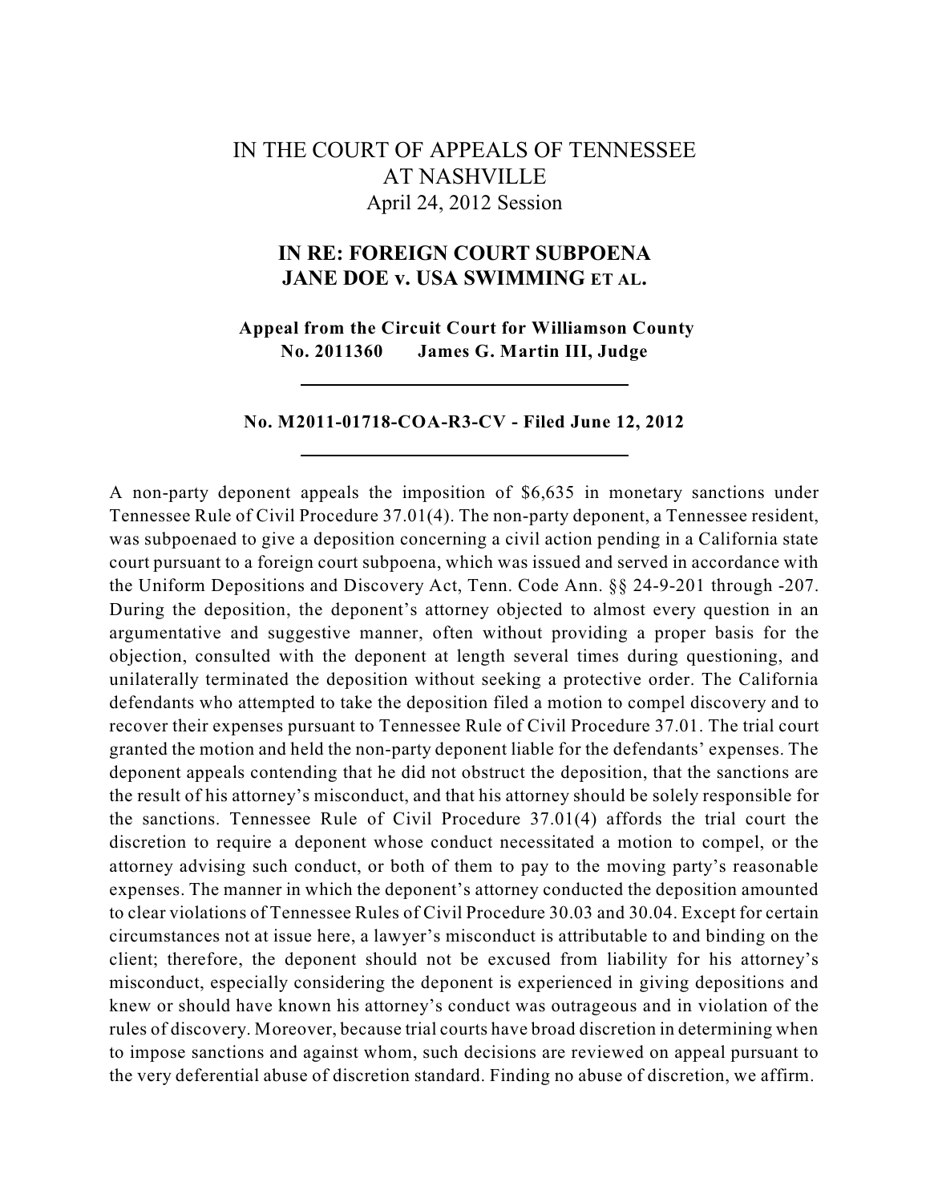# IN THE COURT OF APPEALS OF TENNESSEE AT NASHVILLE

April 24, 2012 Session

## IN RE: FOREIGN COURT SUBPOENA JANE DOE v. USA SWIMMING ET AL.

**Appeal from the Circuit Court for Williamson County**
**No. 2011360 James G. Martin III, Judge**

---

**No. M2011-01718-COA-R3-CV - Filed June 12, 2012**

---

A non-party deponent appeals the imposition of $6,635 in monetary sanctions under Tennessee Rule of Civil Procedure 37.01(4). The non-party deponent, a Tennessee resident, was subpoenaed to give a deposition concerning a civil action pending in a California state court pursuant to a foreign court subpoena, which was issued and served in accordance with the Uniform Depositions and Discovery Act, Tenn. Code Ann. §§ 24-9-201 through -207. During the deposition, the deponent's attorney objected to almost every question in an argumentative and suggestive manner, often without providing a proper basis for the objection, consulted with the deponent at length several times during questioning, and unilaterally terminated the deposition without seeking a protective order. The California defendants who attempted to take the deposition filed a motion to compel discovery and to recover their expenses pursuant to Tennessee Rule of Civil Procedure 37.01. The trial court granted the motion and held the non-party deponent liable for the defendants' expenses. The deponent appeals contending that he did not obstruct the deposition, that the sanctions are the result of his attorney's misconduct, and that his attorney should be solely responsible for the sanctions. Tennessee Rule of Civil Procedure 37.01(4) affords the trial court the discretion to require a deponent whose conduct necessitated a motion to compel, or the attorney advising such conduct, or both of them to pay to the moving party's reasonable expenses. The manner in which the deponent's attorney conducted the deposition amounted to clear violations of Tennessee Rules of Civil Procedure 30.03 and 30.04. Except for certain circumstances not at issue here, a lawyer's misconduct is attributable to and binding on the client; therefore, the deponent should not be excused from liability for his attorney's misconduct, especially considering the deponent is experienced in giving depositions and knew or should have known his attorney's conduct was outrageous and in violation of the rules of discovery. Moreover, because trial courts have broad discretion in determining when to impose sanctions and against whom, such decisions are reviewed on appeal pursuant to the very deferential abuse of discretion standard. Finding no abuse of discretion, we affirm.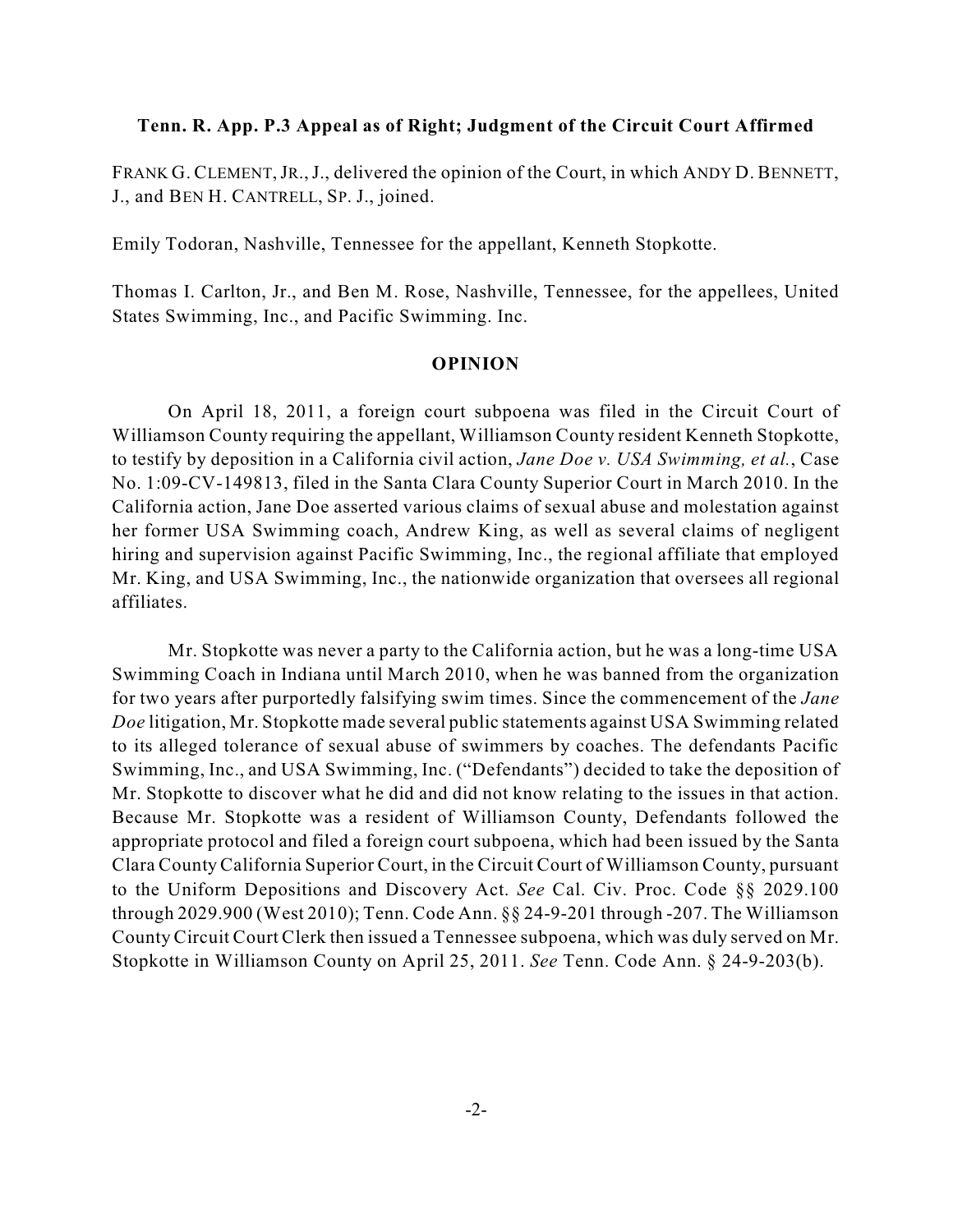**Tenn. R. App. P.3 Appeal as of Right; Judgment of the Circuit Court Affirmed**

FRANK G. CLEMENT, JR., J., delivered the opinion of the Court, in which ANDY D. BENNETT, J., and BEN H. CANTRELL, SP. J., joined.

Emily Todoran, Nashville, Tennessee for the appellant, Kenneth Stopkotte.

Thomas I. Carlton, Jr., and Ben M. Rose, Nashville, Tennessee, for the appellees, United States Swimming, Inc., and Pacific Swimming. Inc.

## OPINION

On April 18, 2011, a foreign court subpoena was filed in the Circuit Court of Williamson County requiring the appellant, Williamson County resident Kenneth Stopkotte, to testify by deposition in a California civil action, *Jane Doe v. USA Swimming, et al.*, Case No. 1:09-CV-149813, filed in the Santa Clara County Superior Court in March 2010. In the California action, Jane Doe asserted various claims of sexual abuse and molestation against her former USA Swimming coach, Andrew King, as well as several claims of negligent hiring and supervision against Pacific Swimming, Inc., the regional affiliate that employed Mr. King, and USA Swimming, Inc., the nationwide organization that oversees all regional affiliates.

Mr. Stopkotte was never a party to the California action, but he was a long-time USA Swimming Coach in Indiana until March 2010, when he was banned from the organization for two years after purportedly falsifying swim times. Since the commencement of the *Jane Doe* litigation, Mr. Stopkotte made several public statements against USA Swimming related to its alleged tolerance of sexual abuse of swimmers by coaches. The defendants Pacific Swimming, Inc., and USA Swimming, Inc. ("Defendants") decided to take the deposition of Mr. Stopkotte to discover what he did and did not know relating to the issues in that action. Because Mr. Stopkotte was a resident of Williamson County, Defendants followed the appropriate protocol and filed a foreign court subpoena, which had been issued by the Santa Clara County California Superior Court, in the Circuit Court of Williamson County, pursuant to the Uniform Depositions and Discovery Act. *See* Cal. Civ. Proc. Code §§ 2029.100 through 2029.900 (West 2010); Tenn. Code Ann. §§ 24-9-201 through -207. The Williamson County Circuit Court Clerk then issued a Tennessee subpoena, which was duly served on Mr. Stopkotte in Williamson County on April 25, 2011. *See* Tenn. Code Ann. § 24-9-203(b).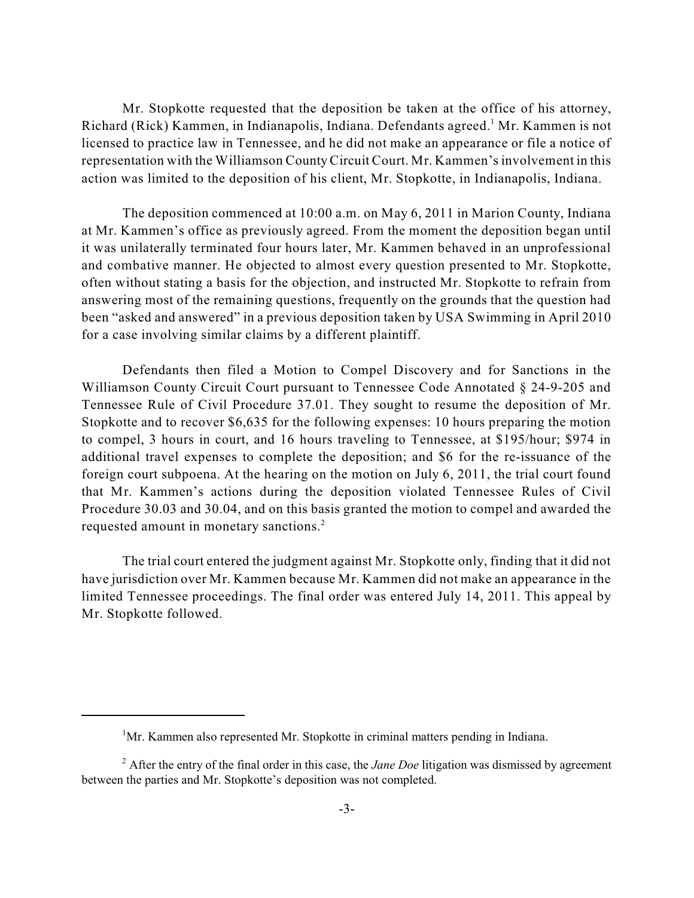Mr. Stopkotte requested that the deposition be taken at the office of his attorney, Richard (Rick) Kammen, in Indianapolis, Indiana. Defendants agreed.[1] Mr. Kammen is not licensed to practice law in Tennessee, and he did not make an appearance or file a notice of representation with the Williamson County Circuit Court. Mr. Kammen's involvement in this action was limited to the deposition of his client, Mr. Stopkotte, in Indianapolis, Indiana.

The deposition commenced at 10:00 a.m. on May 6, 2011 in Marion County, Indiana at Mr. Kammen's office as previously agreed. From the moment the deposition began until it was unilaterally terminated four hours later, Mr. Kammen behaved in an unprofessional and combative manner. He objected to almost every question presented to Mr. Stopkotte, often without stating a basis for the objection, and instructed Mr. Stopkotte to refrain from answering most of the remaining questions, frequently on the grounds that the question had been "asked and answered" in a previous deposition taken by USA Swimming in April 2010 for a case involving similar claims by a different plaintiff.

Defendants then filed a Motion to Compel Discovery and for Sanctions in the Williamson County Circuit Court pursuant to Tennessee Code Annotated § 24-9-205 and Tennessee Rule of Civil Procedure 37.01. They sought to resume the deposition of Mr. Stopkotte and to recover $6,635 for the following expenses: 10 hours preparing the motion to compel, 3 hours in court, and 16 hours traveling to Tennessee, at $195/hour; $974 in additional travel expenses to complete the deposition; and $6 for the re-issuance of the foreign court subpoena. At the hearing on the motion on July 6, 2011, the trial court found that Mr. Kammen's actions during the deposition violated Tennessee Rules of Civil Procedure 30.03 and 30.04, and on this basis granted the motion to compel and awarded the requested amount in monetary sanctions.[2]

The trial court entered the judgment against Mr. Stopkotte only, finding that it did not have jurisdiction over Mr. Kammen because Mr. Kammen did not make an appearance in the limited Tennessee proceedings. The final order was entered July 14, 2011. This appeal by Mr. Stopkotte followed.

---

[1] Mr. Kammen also represented Mr. Stopkotte in criminal matters pending in Indiana.

[2] After the entry of the final order in this case, the *Jane Doe* litigation was dismissed by agreement between the parties and Mr. Stopkotte's deposition was not completed.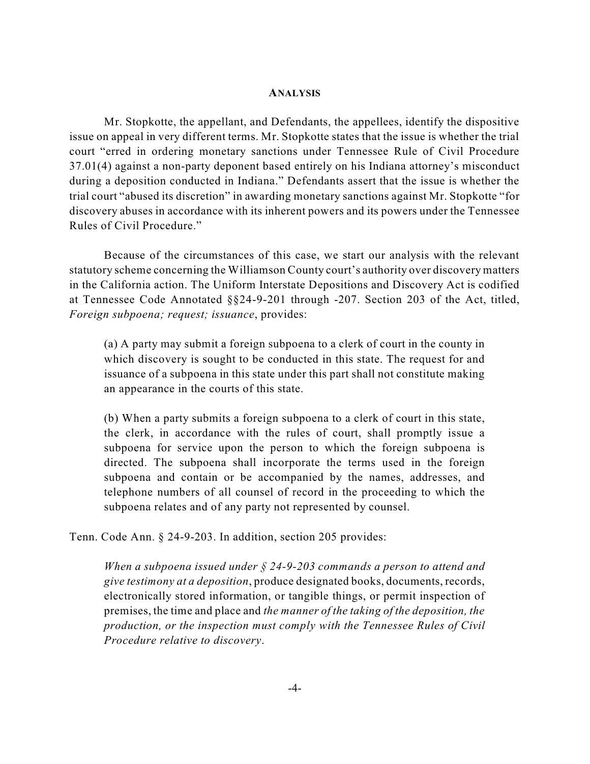## ANALYSIS

Mr. Stopkotte, the appellant, and Defendants, the appellees, identify the dispositive issue on appeal in very different terms. Mr. Stopkotte states that the issue is whether the trial court "erred in ordering monetary sanctions under Tennessee Rule of Civil Procedure 37.01(4) against a non-party deponent based entirely on his Indiana attorney's misconduct during a deposition conducted in Indiana." Defendants assert that the issue is whether the trial court "abused its discretion" in awarding monetary sanctions against Mr. Stopkotte "for discovery abuses in accordance with its inherent powers and its powers under the Tennessee Rules of Civil Procedure."

Because of the circumstances of this case, we start our analysis with the relevant statutory scheme concerning the Williamson County court's authority over discovery matters in the California action. The Uniform Interstate Depositions and Discovery Act is codified at Tennessee Code Annotated §§24-9-201 through -207. Section 203 of the Act, titled, *Foreign subpoena; request; issuance*, provides:

> (a) A party may submit a foreign subpoena to a clerk of court in the county in which discovery is sought to be conducted in this state. The request for and issuance of a subpoena in this state under this part shall not constitute making an appearance in the courts of this state.
>
> (b) When a party submits a foreign subpoena to a clerk of court in this state, the clerk, in accordance with the rules of court, shall promptly issue a subpoena for service upon the person to which the foreign subpoena is directed. The subpoena shall incorporate the terms used in the foreign subpoena and contain or be accompanied by the names, addresses, and telephone numbers of all counsel of record in the proceeding to which the subpoena relates and of any party not represented by counsel.

Tenn. Code Ann. § 24-9-203. In addition, section 205 provides:

> *When a subpoena issued under § 24-9-203 commands a person to attend and give testimony at a deposition*, produce designated books, documents, records, electronically stored information, or tangible things, or permit inspection of premises, the time and place and *the manner of the taking of the deposition, the production, or the inspection must comply with the Tennessee Rules of Civil Procedure relative to discovery*.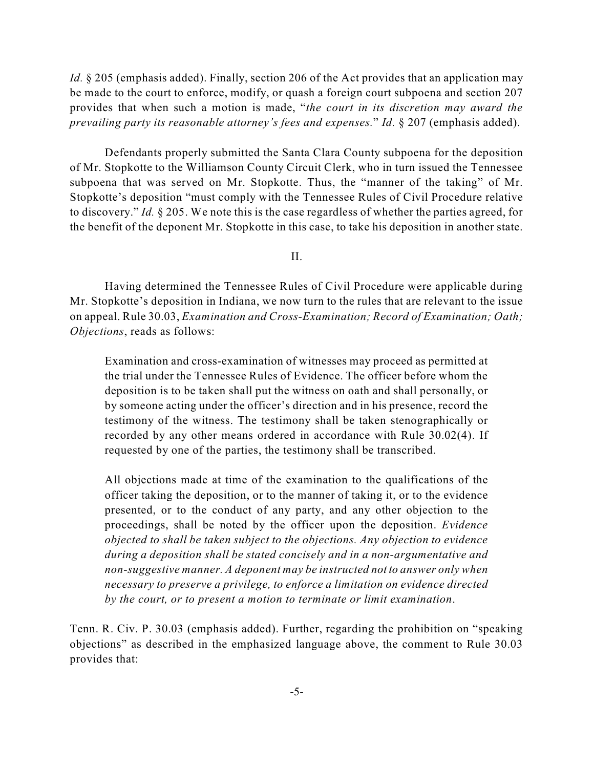*Id.* § 205 (emphasis added). Finally, section 206 of the Act provides that an application may be made to the court to enforce, modify, or quash a foreign court subpoena and section 207 provides that when such a motion is made, "*the court in its discretion may award the prevailing party its reasonable attorney's fees and expenses.*" *Id.* § 207 (emphasis added).

Defendants properly submitted the Santa Clara County subpoena for the deposition of Mr. Stopkotte to the Williamson County Circuit Clerk, who in turn issued the Tennessee subpoena that was served on Mr. Stopkotte. Thus, the "manner of the taking" of Mr. Stopkotte's deposition "must comply with the Tennessee Rules of Civil Procedure relative to discovery." *Id.* § 205. We note this is the case regardless of whether the parties agreed, for the benefit of the deponent Mr. Stopkotte in this case, to take his deposition in another state.

II.

Having determined the Tennessee Rules of Civil Procedure were applicable during Mr. Stopkotte's deposition in Indiana, we now turn to the rules that are relevant to the issue on appeal. Rule 30.03, *Examination and Cross-Examination; Record of Examination; Oath; Objections*, reads as follows:

> Examination and cross-examination of witnesses may proceed as permitted at the trial under the Tennessee Rules of Evidence. The officer before whom the deposition is to be taken shall put the witness on oath and shall personally, or by someone acting under the officer's direction and in his presence, record the testimony of the witness. The testimony shall be taken stenographically or recorded by any other means ordered in accordance with Rule 30.02(4). If requested by one of the parties, the testimony shall be transcribed.
>
> All objections made at time of the examination to the qualifications of the officer taking the deposition, or to the manner of taking it, or to the evidence presented, or to the conduct of any party, and any other objection to the proceedings, shall be noted by the officer upon the deposition. *Evidence objected to shall be taken subject to the objections. Any objection to evidence during a deposition shall be stated concisely and in a non-argumentative and non-suggestive manner. A deponent may be instructed not to answer only when necessary to preserve a privilege, to enforce a limitation on evidence directed by the court, or to present a motion to terminate or limit examination*.

Tenn. R. Civ. P. 30.03 (emphasis added). Further, regarding the prohibition on "speaking objections" as described in the emphasized language above, the comment to Rule 30.03 provides that: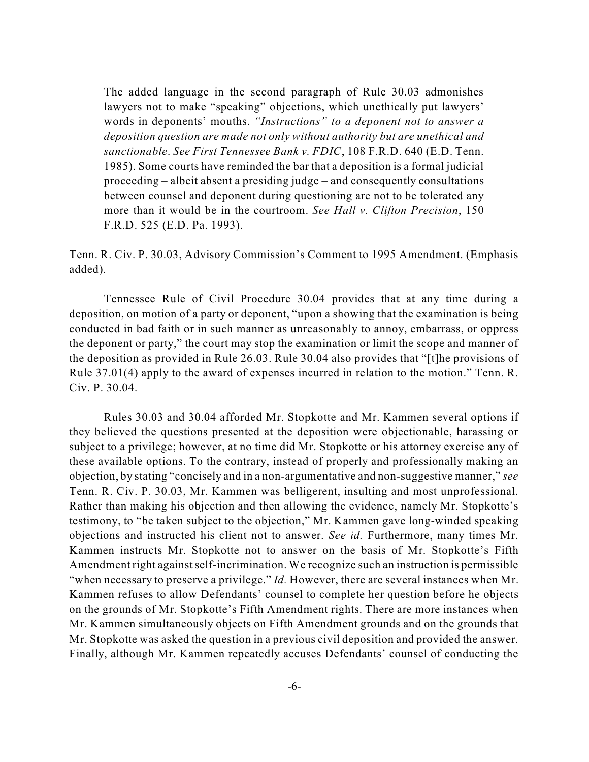> The added language in the second paragraph of Rule 30.03 admonishes lawyers not to make "speaking" objections, which unethically put lawyers' words in deponents' mouths. *"Instructions" to a deponent not to answer a deposition question are made not only without authority but are unethical and sanctionable*. *See First Tennessee Bank v. FDIC*, 108 F.R.D. 640 (E.D. Tenn. 1985). Some courts have reminded the bar that a deposition is a formal judicial proceeding – albeit absent a presiding judge – and consequently consultations between counsel and deponent during questioning are not to be tolerated any more than it would be in the courtroom. *See Hall v. Clifton Precision*, 150 F.R.D. 525 (E.D. Pa. 1993).

Tenn. R. Civ. P. 30.03, Advisory Commission's Comment to 1995 Amendment. (Emphasis added).

Tennessee Rule of Civil Procedure 30.04 provides that at any time during a deposition, on motion of a party or deponent, "upon a showing that the examination is being conducted in bad faith or in such manner as unreasonably to annoy, embarrass, or oppress the deponent or party," the court may stop the examination or limit the scope and manner of the deposition as provided in Rule 26.03. Rule 30.04 also provides that "[t]he provisions of Rule 37.01(4) apply to the award of expenses incurred in relation to the motion." Tenn. R. Civ. P. 30.04.

Rules 30.03 and 30.04 afforded Mr. Stopkotte and Mr. Kammen several options if they believed the questions presented at the deposition were objectionable, harassing or subject to a privilege; however, at no time did Mr. Stopkotte or his attorney exercise any of these available options. To the contrary, instead of properly and professionally making an objection, by stating "concisely and in a non-argumentative and non-suggestive manner," *see* Tenn. R. Civ. P. 30.03, Mr. Kammen was belligerent, insulting and most unprofessional. Rather than making his objection and then allowing the evidence, namely Mr. Stopkotte's testimony, to "be taken subject to the objection," Mr. Kammen gave long-winded speaking objections and instructed his client not to answer. *See id.* Furthermore, many times Mr. Kammen instructs Mr. Stopkotte not to answer on the basis of Mr. Stopkotte's Fifth Amendment right against self-incrimination. We recognize such an instruction is permissible "when necessary to preserve a privilege." *Id.* However, there are several instances when Mr. Kammen refuses to allow Defendants' counsel to complete her question before he objects on the grounds of Mr. Stopkotte's Fifth Amendment rights. There are more instances when Mr. Kammen simultaneously objects on Fifth Amendment grounds and on the grounds that Mr. Stopkotte was asked the question in a previous civil deposition and provided the answer. Finally, although Mr. Kammen repeatedly accuses Defendants' counsel of conducting the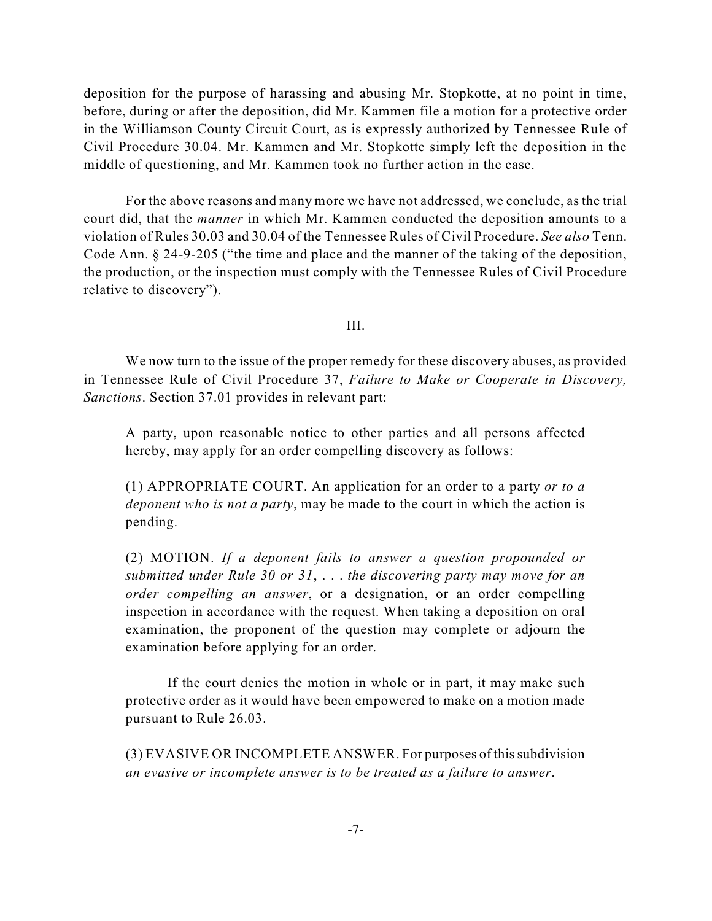deposition for the purpose of harassing and abusing Mr. Stopkotte, at no point in time, before, during or after the deposition, did Mr. Kammen file a motion for a protective order in the Williamson County Circuit Court, as is expressly authorized by Tennessee Rule of Civil Procedure 30.04. Mr. Kammen and Mr. Stopkotte simply left the deposition in the middle of questioning, and Mr. Kammen took no further action in the case.

For the above reasons and many more we have not addressed, we conclude, as the trial court did, that the *manner* in which Mr. Kammen conducted the deposition amounts to a violation of Rules 30.03 and 30.04 of the Tennessee Rules of Civil Procedure. *See also* Tenn. Code Ann. § 24-9-205 ("the time and place and the manner of the taking of the deposition, the production, or the inspection must comply with the Tennessee Rules of Civil Procedure relative to discovery").

III.

We now turn to the issue of the proper remedy for these discovery abuses, as provided in Tennessee Rule of Civil Procedure 37, *Failure to Make or Cooperate in Discovery, Sanctions*. Section 37.01 provides in relevant part:

> A party, upon reasonable notice to other parties and all persons affected hereby, may apply for an order compelling discovery as follows:
>
> (1) APPROPRIATE COURT. An application for an order to a party *or to a deponent who is not a party*, may be made to the court in which the action is pending.
>
> (2) MOTION. *If a deponent fails to answer a question propounded or submitted under Rule 30 or 31*, . . . *the discovering party may move for an order compelling an answer*, or a designation, or an order compelling inspection in accordance with the request. When taking a deposition on oral examination, the proponent of the question may complete or adjourn the examination before applying for an order.
>
> If the court denies the motion in whole or in part, it may make such protective order as it would have been empowered to make on a motion made pursuant to Rule 26.03.
>
> (3) EVASIVE OR INCOMPLETE ANSWER. For purposes of this subdivision *an evasive or incomplete answer is to be treated as a failure to answer*.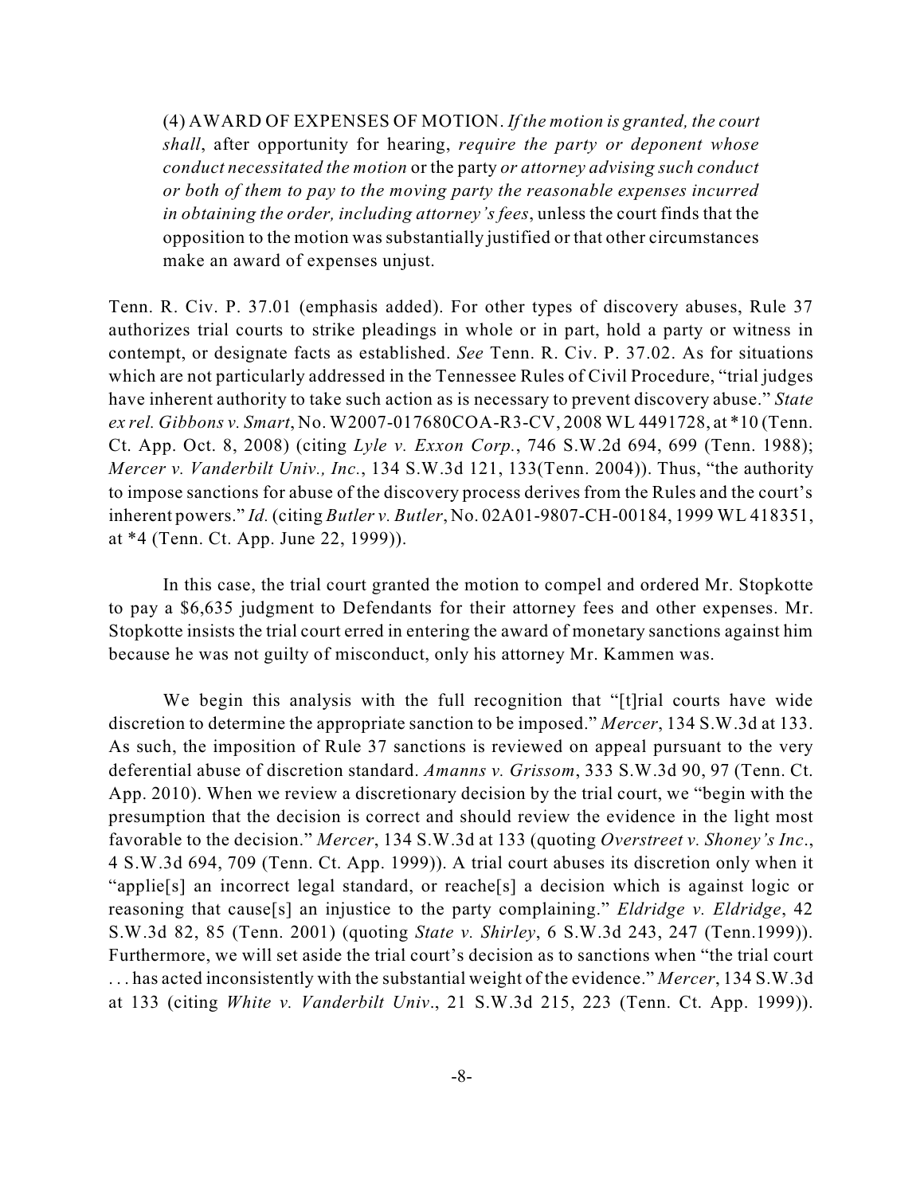(4) AWARD OF EXPENSES OF MOTION. *If the motion is granted, the court shall*, after opportunity for hearing, *require the party or deponent whose conduct necessitated the motion* or the party *or attorney advising such conduct or both of them to pay to the moving party the reasonable expenses incurred in obtaining the order, including attorney's fees*, unless the court finds that the opposition to the motion was substantially justified or that other circumstances make an award of expenses unjust.

Tenn. R. Civ. P. 37.01 (emphasis added). For other types of discovery abuses, Rule 37 authorizes trial courts to strike pleadings in whole or in part, hold a party or witness in contempt, or designate facts as established. *See* Tenn. R. Civ. P. 37.02. As for situations which are not particularly addressed in the Tennessee Rules of Civil Procedure, "trial judges have inherent authority to take such action as is necessary to prevent discovery abuse." *State ex rel. Gibbons v. Smart*, No. W2007-017680COA-R3-CV, 2008 WL 4491728, at *10 (Tenn. Ct. App. Oct. 8, 2008) (citing *Lyle v. Exxon Corp.*, 746 S.W.2d 694, 699 (Tenn. 1988); *Mercer v. Vanderbilt Univ., Inc.*, 134 S.W.3d 121, 133(Tenn. 2004)). Thus, "the authority to impose sanctions for abuse of the discovery process derives from the Rules and the court's inherent powers." *Id.* (citing *Butler v. Butler*, No. 02A01-9807-CH-00184, 1999 WL 418351, at *4 (Tenn. Ct. App. June 22, 1999)).

In this case, the trial court granted the motion to compel and ordered Mr. Stopkotte to pay a $6,635 judgment to Defendants for their attorney fees and other expenses. Mr. Stopkotte insists the trial court erred in entering the award of monetary sanctions against him because he was not guilty of misconduct, only his attorney Mr. Kammen was.

We begin this analysis with the full recognition that "[t]rial courts have wide discretion to determine the appropriate sanction to be imposed." *Mercer*, 134 S.W.3d at 133. As such, the imposition of Rule 37 sanctions is reviewed on appeal pursuant to the very deferential abuse of discretion standard. *Amanns v. Grissom*, 333 S.W.3d 90, 97 (Tenn. Ct. App. 2010). When we review a discretionary decision by the trial court, we "begin with the presumption that the decision is correct and should review the evidence in the light most favorable to the decision." *Mercer*, 134 S.W.3d at 133 (quoting *Overstreet v. Shoney's Inc.*, 4 S.W.3d 694, 709 (Tenn. Ct. App. 1999)). A trial court abuses its discretion only when it "applie[s] an incorrect legal standard, or reache[s] a decision which is against logic or reasoning that cause[s] an injustice to the party complaining." *Eldridge v. Eldridge*, 42 S.W.3d 82, 85 (Tenn. 2001) (quoting *State v. Shirley*, 6 S.W.3d 243, 247 (Tenn.1999)). Furthermore, we will set aside the trial court's decision as to sanctions when "the trial court . . . has acted inconsistently with the substantial weight of the evidence." *Mercer*, 134 S.W.3d at 133 (citing *White v. Vanderbilt Univ*., 21 S.W.3d 215, 223 (Tenn. Ct. App. 1999)).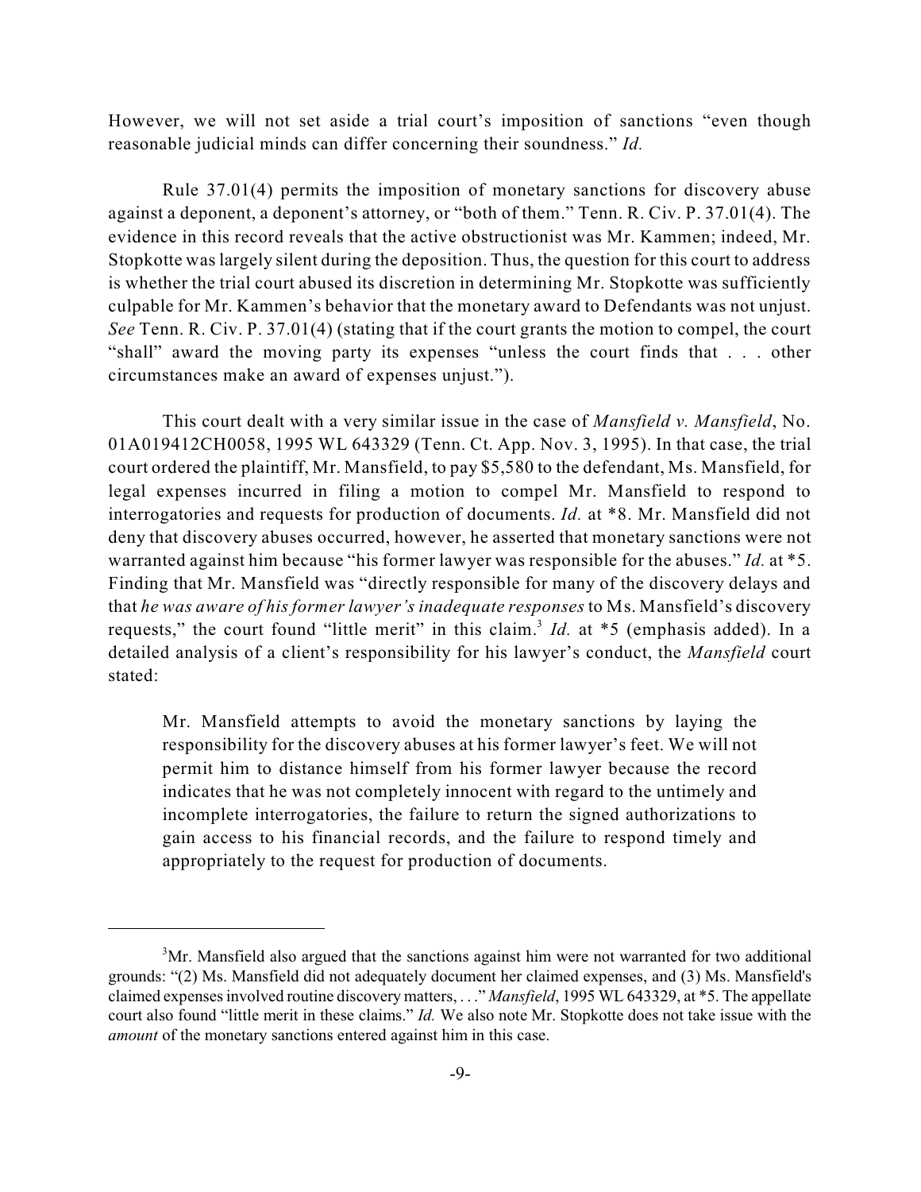However, we will not set aside a trial court's imposition of sanctions "even though reasonable judicial minds can differ concerning their soundness." *Id.*

Rule 37.01(4) permits the imposition of monetary sanctions for discovery abuse against a deponent, a deponent's attorney, or "both of them." Tenn. R. Civ. P. 37.01(4). The evidence in this record reveals that the active obstructionist was Mr. Kammen; indeed, Mr. Stopkotte was largely silent during the deposition. Thus, the question for this court to address is whether the trial court abused its discretion in determining Mr. Stopkotte was sufficiently culpable for Mr. Kammen's behavior that the monetary award to Defendants was not unjust. *See* Tenn. R. Civ. P. 37.01(4) (stating that if the court grants the motion to compel, the court "shall" award the moving party its expenses "unless the court finds that . . . other circumstances make an award of expenses unjust.").

This court dealt with a very similar issue in the case of *Mansfield v. Mansfield*, No. 01A019412CH0058, 1995 WL 643329 (Tenn. Ct. App. Nov. 3, 1995). In that case, the trial court ordered the plaintiff, Mr. Mansfield, to pay $5,580 to the defendant, Ms. Mansfield, for legal expenses incurred in filing a motion to compel Mr. Mansfield to respond to interrogatories and requests for production of documents. *Id.* at *8. Mr. Mansfield did not deny that discovery abuses occurred, however, he asserted that monetary sanctions were not warranted against him because "his former lawyer was responsible for the abuses." *Id.* at *5. Finding that Mr. Mansfield was "directly responsible for many of the discovery delays and that *he was aware of his former lawyer's inadequate responses* to Ms. Mansfield's discovery requests," the court found "little merit" in this claim.[3] *Id.* at *5 (emphasis added). In a detailed analysis of a client's responsibility for his lawyer's conduct, the *Mansfield* court stated:

> Mr. Mansfield attempts to avoid the monetary sanctions by laying the responsibility for the discovery abuses at his former lawyer's feet. We will not permit him to distance himself from his former lawyer because the record indicates that he was not completely innocent with regard to the untimely and incomplete interrogatories, the failure to return the signed authorizations to gain access to his financial records, and the failure to respond timely and appropriately to the request for production of documents.

---

[3]Mr. Mansfield also argued that the sanctions against him were not warranted for two additional grounds: "(2) Ms. Mansfield did not adequately document her claimed expenses, and (3) Ms. Mansfield's claimed expenses involved routine discovery matters, . . ." *Mansfield*, 1995 WL 643329, at *5. The appellate court also found "little merit in these claims." *Id.* We also note Mr. Stopkotte does not take issue with the *amount* of the monetary sanctions entered against him in this case.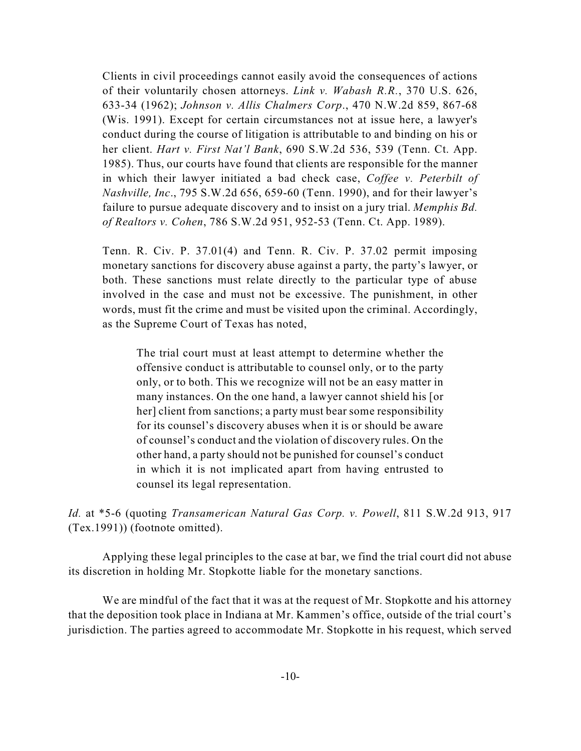> Clients in civil proceedings cannot easily avoid the consequences of actions of their voluntarily chosen attorneys. *Link v. Wabash R.R.*, 370 U.S. 626, 633-34 (1962); *Johnson v. Allis Chalmers Corp.*, 470 N.W.2d 859, 867-68 (Wis. 1991). Except for certain circumstances not at issue here, a lawyer's conduct during the course of litigation is attributable to and binding on his or her client. *Hart v. First Nat'l Bank*, 690 S.W.2d 536, 539 (Tenn. Ct. App. 1985). Thus, our courts have found that clients are responsible for the manner in which their lawyer initiated a bad check case, *Coffee v. Peterbilt of Nashville, Inc.*, 795 S.W.2d 656, 659-60 (Tenn. 1990), and for their lawyer's failure to pursue adequate discovery and to insist on a jury trial. *Memphis Bd. of Realtors v. Cohen*, 786 S.W.2d 951, 952-53 (Tenn. Ct. App. 1989).
>
> Tenn. R. Civ. P. 37.01(4) and Tenn. R. Civ. P. 37.02 permit imposing monetary sanctions for discovery abuse against a party, the party's lawyer, or both. These sanctions must relate directly to the particular type of abuse involved in the case and must not be excessive. The punishment, in other words, must fit the crime and must be visited upon the criminal. Accordingly, as the Supreme Court of Texas has noted,
>
>> The trial court must at least attempt to determine whether the offensive conduct is attributable to counsel only, or to the party only, or to both. This we recognize will not be an easy matter in many instances. On the one hand, a lawyer cannot shield his [or her] client from sanctions; a party must bear some responsibility for its counsel's discovery abuses when it is or should be aware of counsel's conduct and the violation of discovery rules. On the other hand, a party should not be punished for counsel's conduct in which it is not implicated apart from having entrusted to counsel its legal representation.

*Id.* at *5-6 (quoting *Transamerican Natural Gas Corp. v. Powell*, 811 S.W.2d 913, 917 (Tex.1991)) (footnote omitted).

Applying these legal principles to the case at bar, we find the trial court did not abuse its discretion in holding Mr. Stopkotte liable for the monetary sanctions.

We are mindful of the fact that it was at the request of Mr. Stopkotte and his attorney that the deposition took place in Indiana at Mr. Kammen's office, outside of the trial court's jurisdiction. The parties agreed to accommodate Mr. Stopkotte in his request, which served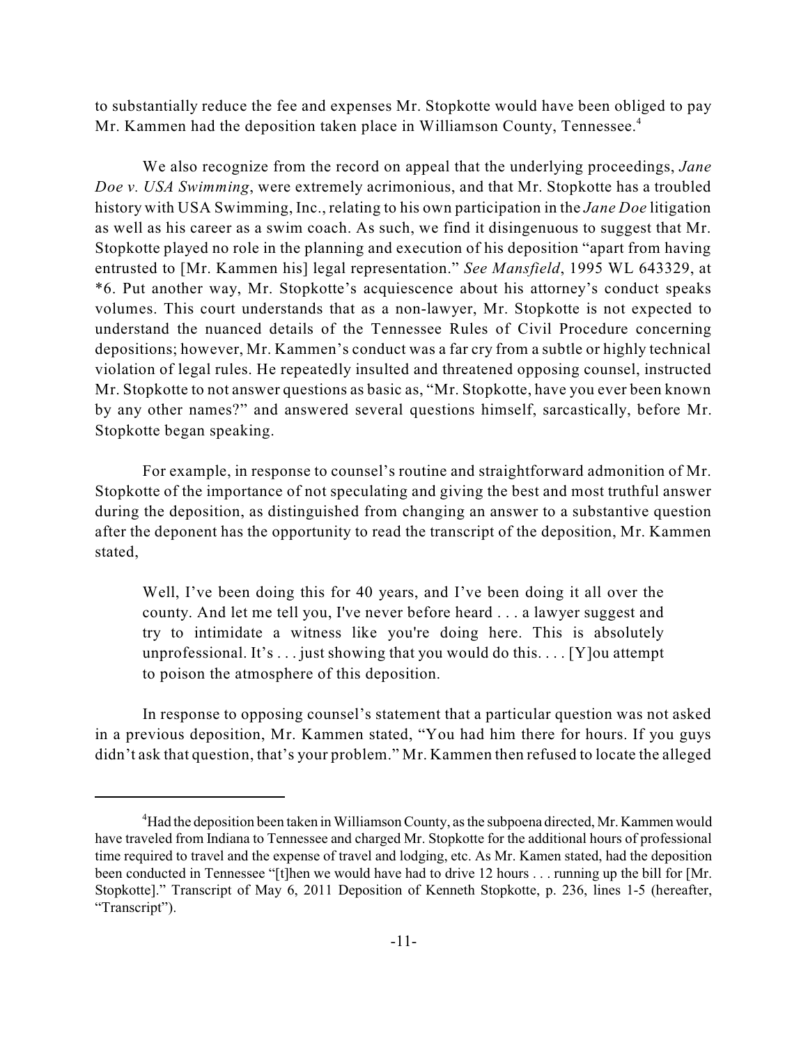to substantially reduce the fee and expenses Mr. Stopkotte would have been obliged to pay Mr. Kammen had the deposition taken place in Williamson County, Tennessee.[4]

We also recognize from the record on appeal that the underlying proceedings, *Jane Doe v. USA Swimming*, were extremely acrimonious, and that Mr. Stopkotte has a troubled history with USA Swimming, Inc., relating to his own participation in the *Jane Doe* litigation as well as his career as a swim coach. As such, we find it disingenuous to suggest that Mr. Stopkotte played no role in the planning and execution of his deposition "apart from having entrusted to [Mr. Kammen his] legal representation." *See Mansfield*, 1995 WL 643329, at *6. Put another way, Mr. Stopkotte's acquiescence about his attorney's conduct speaks volumes. This court understands that as a non-lawyer, Mr. Stopkotte is not expected to understand the nuanced details of the Tennessee Rules of Civil Procedure concerning depositions; however, Mr. Kammen's conduct was a far cry from a subtle or highly technical violation of legal rules. He repeatedly insulted and threatened opposing counsel, instructed Mr. Stopkotte to not answer questions as basic as, "Mr. Stopkotte, have you ever been known by any other names?" and answered several questions himself, sarcastically, before Mr. Stopkotte began speaking.

For example, in response to counsel's routine and straightforward admonition of Mr. Stopkotte of the importance of not speculating and giving the best and most truthful answer during the deposition, as distinguished from changing an answer to a substantive question after the deponent has the opportunity to read the transcript of the deposition, Mr. Kammen stated,

> Well, I've been doing this for 40 years, and I've been doing it all over the county. And let me tell you, I've never before heard . . . a lawyer suggest and try to intimidate a witness like you're doing here. This is absolutely unprofessional. It's . . . just showing that you would do this. . . . [Y]ou attempt to poison the atmosphere of this deposition.

In response to opposing counsel's statement that a particular question was not asked in a previous deposition, Mr. Kammen stated, "You had him there for hours. If you guys didn't ask that question, that's your problem." Mr. Kammen then refused to locate the alleged

---

[4] Had the deposition been taken in Williamson County, as the subpoena directed, Mr. Kammen would have traveled from Indiana to Tennessee and charged Mr. Stopkotte for the additional hours of professional time required to travel and the expense of travel and lodging, etc. As Mr. Kamen stated, had the deposition been conducted in Tennessee "[t]hen we would have had to drive 12 hours . . . running up the bill for [Mr. Stopkotte]." Transcript of May 6, 2011 Deposition of Kenneth Stopkotte, p. 236, lines 1-5 (hereafter, "Transcript").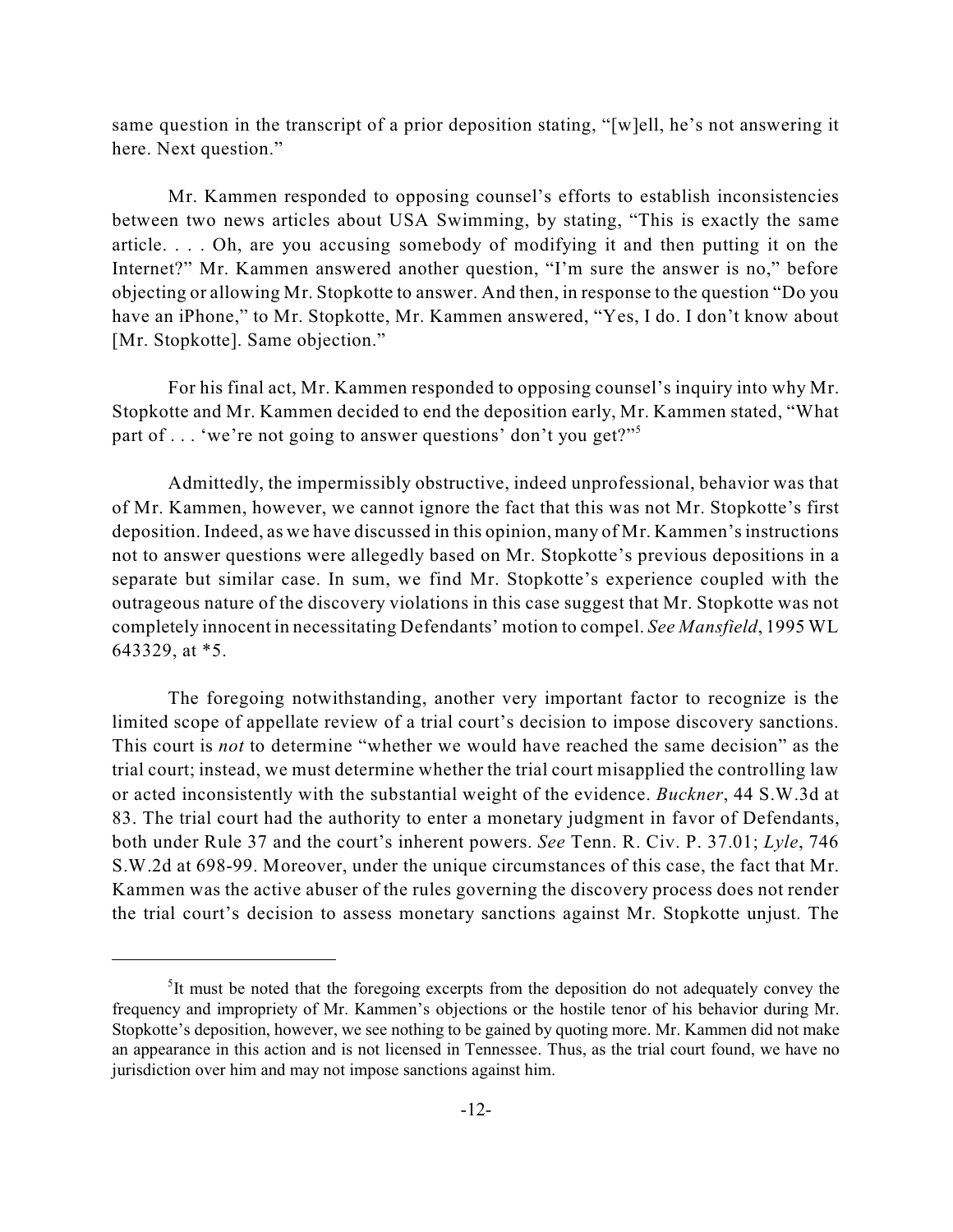same question in the transcript of a prior deposition stating, "[w]ell, he's not answering it here. Next question."

Mr. Kammen responded to opposing counsel's efforts to establish inconsistencies between two news articles about USA Swimming, by stating, "This is exactly the same article. . . . Oh, are you accusing somebody of modifying it and then putting it on the Internet?" Mr. Kammen answered another question, "I'm sure the answer is no," before objecting or allowing Mr. Stopkotte to answer. And then, in response to the question "Do you have an iPhone," to Mr. Stopkotte, Mr. Kammen answered, "Yes, I do. I don't know about [Mr. Stopkotte]. Same objection."

For his final act, Mr. Kammen responded to opposing counsel's inquiry into why Mr. Stopkotte and Mr. Kammen decided to end the deposition early, Mr. Kammen stated, "What part of . . . 'we're not going to answer questions' don't you get?"[5]

Admittedly, the impermissibly obstructive, indeed unprofessional, behavior was that of Mr. Kammen, however, we cannot ignore the fact that this was not Mr. Stopkotte's first deposition. Indeed, as we have discussed in this opinion, many of Mr. Kammen's instructions not to answer questions were allegedly based on Mr. Stopkotte's previous depositions in a separate but similar case. In sum, we find Mr. Stopkotte's experience coupled with the outrageous nature of the discovery violations in this case suggest that Mr. Stopkotte was not completely innocent in necessitating Defendants' motion to compel. *See Mansfield*, 1995 WL 643329, at *5.

The foregoing notwithstanding, another very important factor to recognize is the limited scope of appellate review of a trial court's decision to impose discovery sanctions. This court is *not* to determine "whether we would have reached the same decision" as the trial court; instead, we must determine whether the trial court misapplied the controlling law or acted inconsistently with the substantial weight of the evidence. *Buckner*, 44 S.W.3d at 83. The trial court had the authority to enter a monetary judgment in favor of Defendants, both under Rule 37 and the court's inherent powers. *See* Tenn. R. Civ. P. 37.01; *Lyle*, 746 S.W.2d at 698-99. Moreover, under the unique circumstances of this case, the fact that Mr. Kammen was the active abuser of the rules governing the discovery process does not render the trial court's decision to assess monetary sanctions against Mr. Stopkotte unjust. The

---

[5] It must be noted that the foregoing excerpts from the deposition do not adequately convey the frequency and impropriety of Mr. Kammen's objections or the hostile tenor of his behavior during Mr. Stopkotte's deposition, however, we see nothing to be gained by quoting more. Mr. Kammen did not make an appearance in this action and is not licensed in Tennessee. Thus, as the trial court found, we have no jurisdiction over him and may not impose sanctions against him.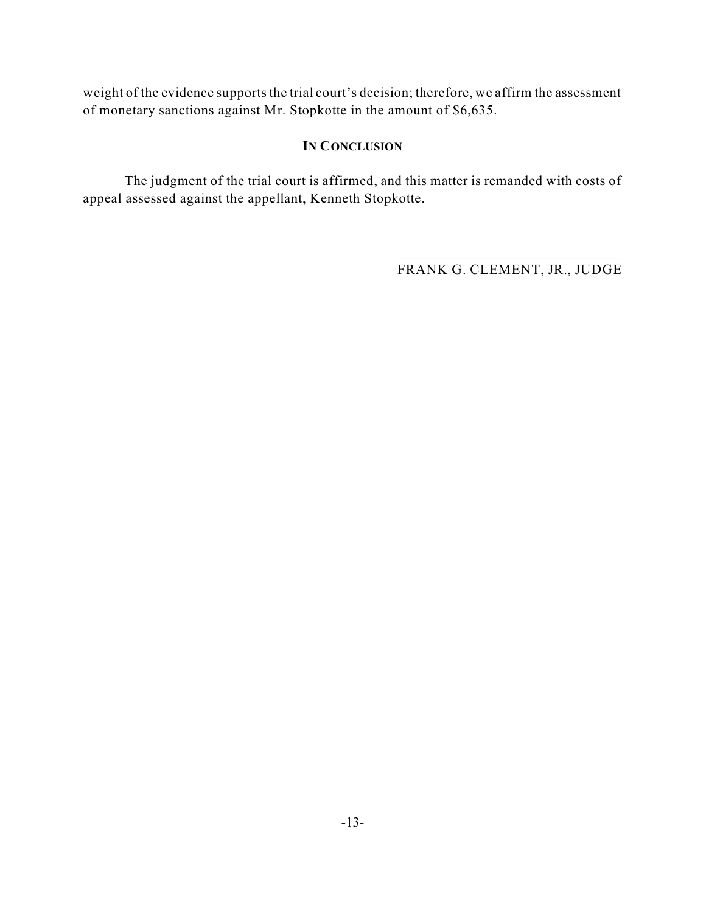weight of the evidence supports the trial court's decision; therefore, we affirm the assessment of monetary sanctions against Mr. Stopkotte in the amount of $6,635.

## IN CONCLUSION

The judgment of the trial court is affirmed, and this matter is remanded with costs of appeal assessed against the appellant, Kenneth Stopkotte.

______________________________
FRANK G. CLEMENT, JR., JUDGE